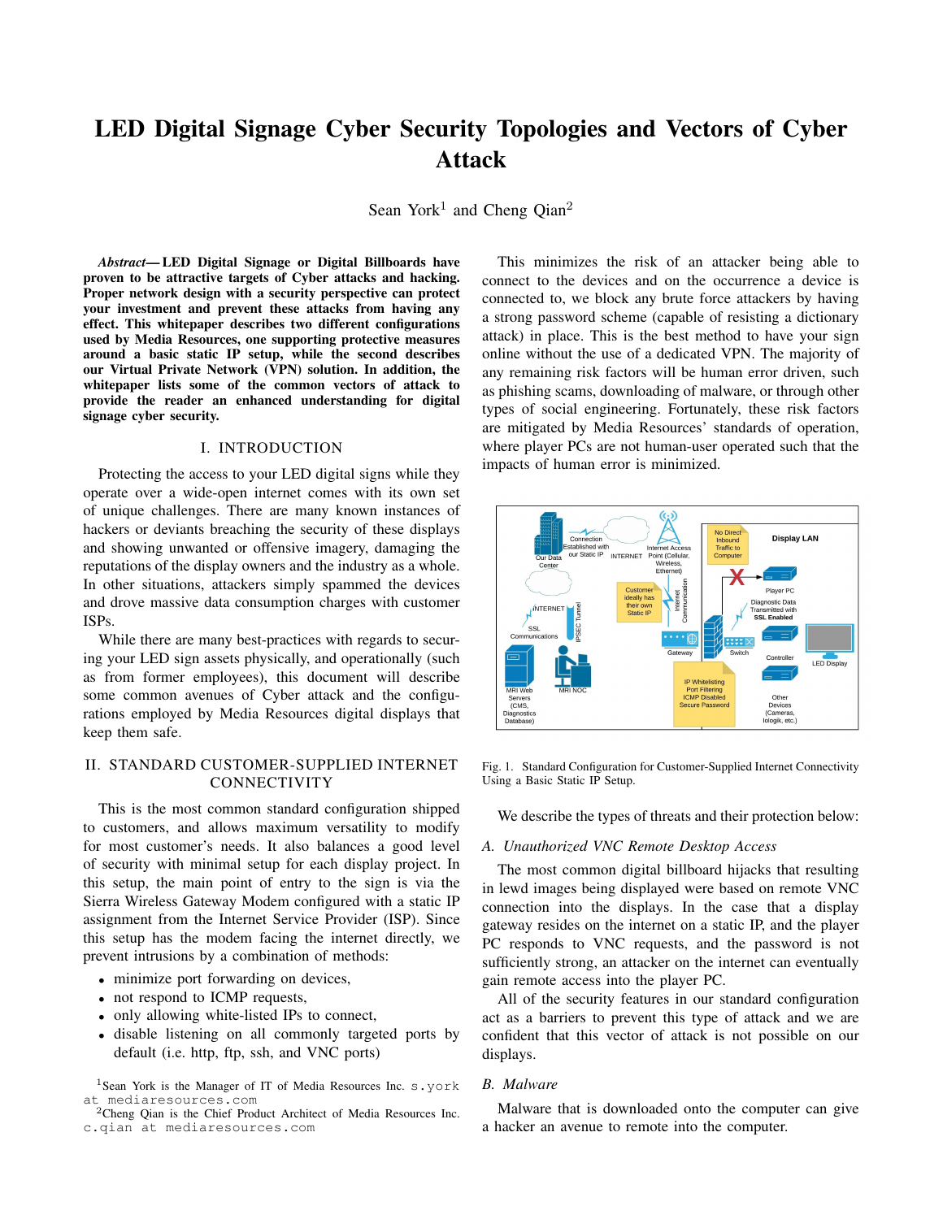# LED Digital Signage Cyber Security Topologies and Vectors of Cyber Attack

Sean York[1] and Cheng Qian[2]

***Abstract*— LED Digital Signage or Digital Billboards have proven to be attractive targets of Cyber attacks and hacking. Proper network design with a security perspective can protect your investment and prevent these attacks from having any effect. This whitepaper describes two different configurations used by Media Resources, one supporting protective measures around a basic static IP setup, while the second describes our Virtual Private Network (VPN) solution. In addition, the whitepaper lists some of the common vectors of attack to provide the reader an enhanced understanding for digital signage cyber security.**

## I. INTRODUCTION

Protecting the access to your LED digital signs while they operate over a wide-open internet comes with its own set of unique challenges. There are many known instances of hackers or deviants breaching the security of these displays and showing unwanted or offensive imagery, damaging the reputations of the display owners and the industry as a whole. In other situations, attackers simply spammed the devices and drove massive data consumption charges with customer ISPs.

While there are many best-practices with regards to securing your LED sign assets physically, and operationally (such as from former employees), this document will describe some common avenues of Cyber attack and the configurations employed by Media Resources digital displays that keep them safe.

## II. STANDARD CUSTOMER-SUPPLIED INTERNET CONNECTIVITY

This is the most common standard configuration shipped to customers, and allows maximum versatility to modify for most customer's needs. It also balances a good level of security with minimal setup for each display project. In this setup, the main point of entry to the sign is via the Sierra Wireless Gateway Modem configured with a static IP assignment from the Internet Service Provider (ISP). Since this setup has the modem facing the internet directly, we prevent intrusions by a combination of methods:

- minimize port forwarding on devices,
- not respond to ICMP requests,
- only allowing white-listed IPs to connect,
- disable listening on all commonly targeted ports by default (i.e. http, ftp, ssh, and VNC ports)

This minimizes the risk of an attacker being able to connect to the devices and on the occurrence a device is connected to, we block any brute force attackers by having a strong password scheme (capable of resisting a dictionary attack) in place. This is the best method to have your sign online without the use of a dedicated VPN. The majority of any remaining risk factors will be human error driven, such as phishing scams, downloading of malware, or through other types of social engineering. Fortunately, these risk factors are mitigated by Media Resources' standards of operation, where player PCs are not human-user operated such that the impacts of human error is minimized.

Fig. 1. Standard Configuration for Customer-Supplied Internet Connectivity Using a Basic Static IP Setup.

We describe the types of threats and their protection below:

### A. Unauthorized VNC Remote Desktop Access

The most common digital billboard hijacks that resulting in lewd images being displayed were based on remote VNC connection into the displays. In the case that a display gateway resides on the internet on a static IP, and the player PC responds to VNC requests, and the password is not sufficiently strong, an attacker on the internet can eventually gain remote access into the player PC.

All of the security features in our standard configuration act as a barriers to prevent this type of attack and we are confident that this vector of attack is not possible on our displays.

### B. Malware

Malware that is downloaded onto the computer can give a hacker an avenue to remote into the computer.

[1]Sean York is the Manager of IT of Media Resources Inc. s.york at mediaresources.com

[2]Cheng Qian is the Chief Product Architect of Media Resources Inc. c.qian at mediaresources.com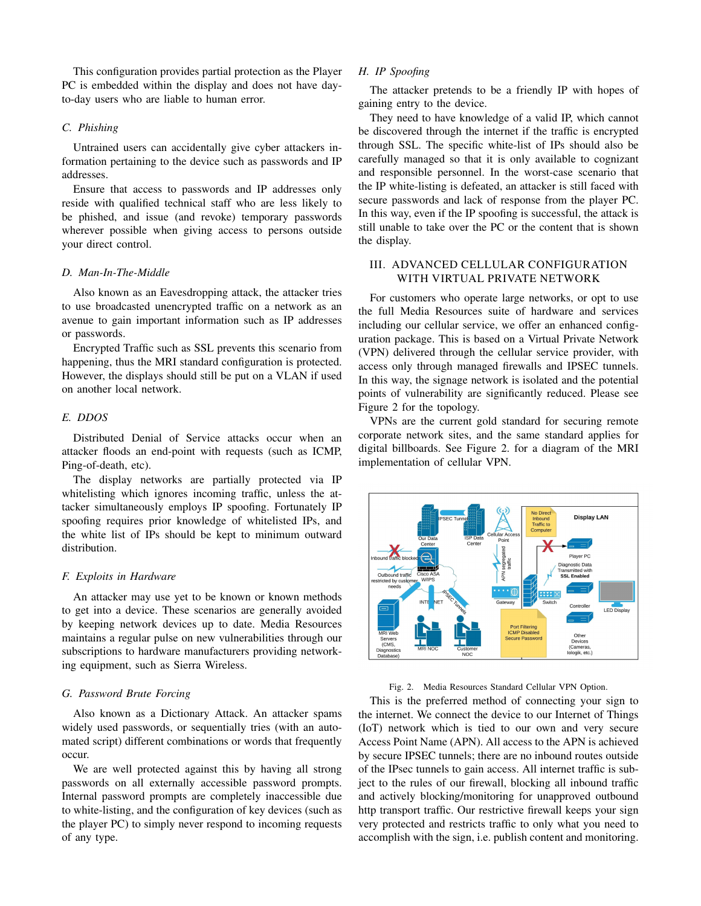This configuration provides partial protection as the Player PC is embedded within the display and does not have day-to-day users who are liable to human error.

### C. Phishing

Untrained users can accidentally give cyber attackers information pertaining to the device such as passwords and IP addresses.

Ensure that access to passwords and IP addresses only reside with qualified technical staff who are less likely to be phished, and issue (and revoke) temporary passwords wherever possible when giving access to persons outside your direct control.

### D. Man-In-The-Middle

Also known as an Eavesdropping attack, the attacker tries to use broadcasted unencrypted traffic on a network as an avenue to gain important information such as IP addresses or passwords.

Encrypted Traffic such as SSL prevents this scenario from happening, thus the MRI standard configuration is protected. However, the displays should still be put on a VLAN if used on another local network.

### E. DDOS

Distributed Denial of Service attacks occur when an attacker floods an end-point with requests (such as ICMP, Ping-of-death, etc).

The display networks are partially protected via IP whitelisting which ignores incoming traffic, unless the attacker simultaneously employs IP spoofing. Fortunately IP spoofing requires prior knowledge of whitelisted IPs, and the white list of IPs should be kept to minimum outward distribution.

### F. Exploits in Hardware

An attacker may use yet to be known or known methods to get into a device. These scenarios are generally avoided by keeping network devices up to date. Media Resources maintains a regular pulse on new vulnerabilities through our subscriptions to hardware manufacturers providing networking equipment, such as Sierra Wireless.

### G. Password Brute Forcing

Also known as a Dictionary Attack. An attacker spams widely used passwords, or sequentially tries (with an automated script) different combinations or words that frequently occur.

We are well protected against this by having all strong passwords on all externally accessible password prompts. Internal password prompts are completely inaccessible due to white-listing, and the configuration of key devices (such as the player PC) to simply never respond to incoming requests of any type.

### H. IP Spoofing

The attacker pretends to be a friendly IP with hopes of gaining entry to the device.

They need to have knowledge of a valid IP, which cannot be discovered through the internet if the traffic is encrypted through SSL. The specific white-list of IPs should also be carefully managed so that it is only available to cognizant and responsible personnel. In the worst-case scenario that the IP white-listing is defeated, an attacker is still faced with secure passwords and lack of response from the player PC. In this way, even if the IP spoofing is successful, the attack is still unable to take over the PC or the content that is shown the display.

## III. Advanced Cellular Configuration with Virtual Private Network

For customers who operate large networks, or opt to use the full Media Resources suite of hardware and services including our cellular service, we offer an enhanced configuration package. This is based on a Virtual Private Network (VPN) delivered through the cellular service provider, with access only through managed firewalls and IPSEC tunnels. In this way, the signage network is isolated and the potential points of vulnerability are significantly reduced. Please see Figure 2 for the topology.

VPNs are the current gold standard for securing remote corporate network sites, and the same standard applies for digital billboards. See Figure 2. for a diagram of the MRI implementation of cellular VPN.

Fig. 2. Media Resources Standard Cellular VPN Option.

This is the preferred method of connecting your sign to the internet. We connect the device to our Internet of Things (IoT) network which is tied to our own and very secure Access Point Name (APN). All access to the APN is achieved by secure IPSEC tunnels; there are no inbound routes outside of the IPsec tunnels to gain access. All internet traffic is subject to the rules of our firewall, blocking all inbound traffic and actively blocking/monitoring for unapproved outbound http transport traffic. Our restrictive firewall keeps your sign very protected and restricts traffic to only what you need to accomplish with the sign, i.e. publish content and monitoring.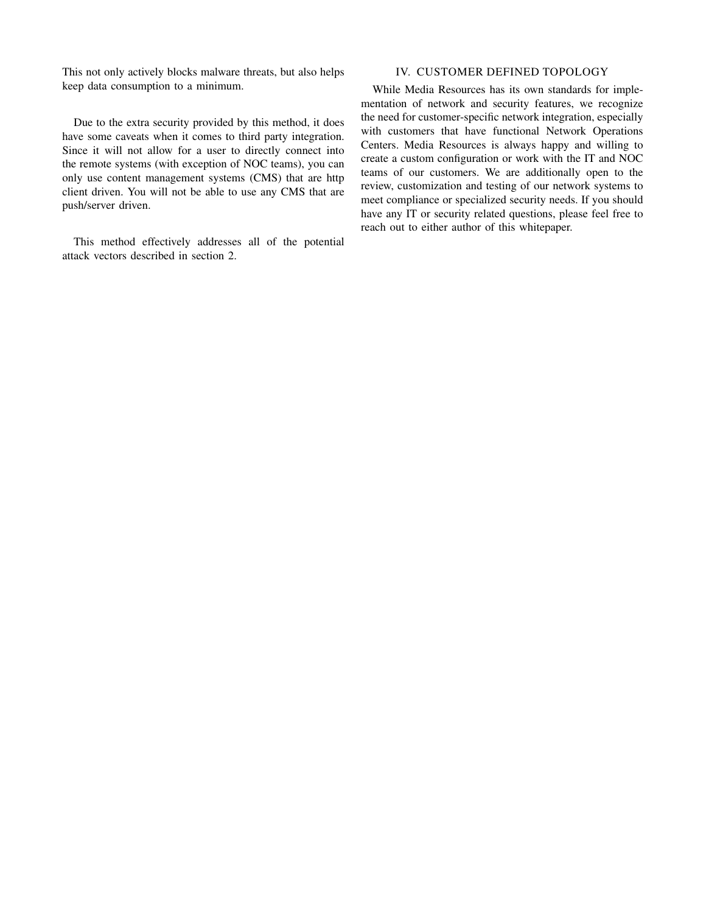This not only actively blocks malware threats, but also helps keep data consumption to a minimum.

Due to the extra security provided by this method, it does have some caveats when it comes to third party integration. Since it will not allow for a user to directly connect into the remote systems (with exception of NOC teams), you can only use content management systems (CMS) that are http client driven. You will not be able to use any CMS that are push/server driven.

This method effectively addresses all of the potential attack vectors described in section 2.

## IV. CUSTOMER DEFINED TOPOLOGY

While Media Resources has its own standards for implementation of network and security features, we recognize the need for customer-specific network integration, especially with customers that have functional Network Operations Centers. Media Resources is always happy and willing to create a custom configuration or work with the IT and NOC teams of our customers. We are additionally open to the review, customization and testing of our network systems to meet compliance or specialized security needs. If you should have any IT or security related questions, please feel free to reach out to either author of this whitepaper.